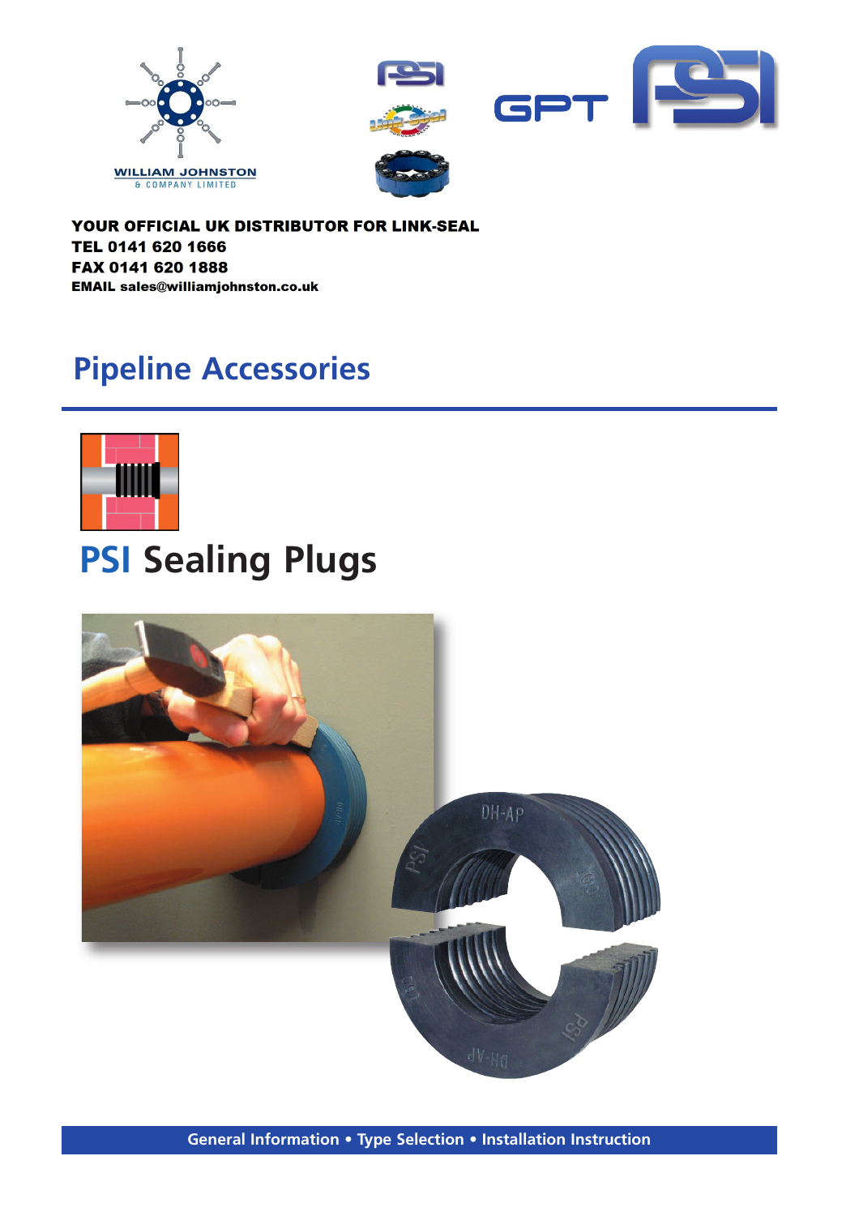WILLIAM JOHNSTON
& COMPANY LIMITED

GPT PSI

**YOUR OFFICIAL UK DISTRIBUTOR FOR LINK-SEAL**
**TEL 0141 620 1666**
**FAX 0141 620 1888**
**EMAIL sales@williamjohnston.co.uk**

# Pipeline Accessories

# PSI Sealing Plugs

**General Information • Type Selection • Installation Instruction**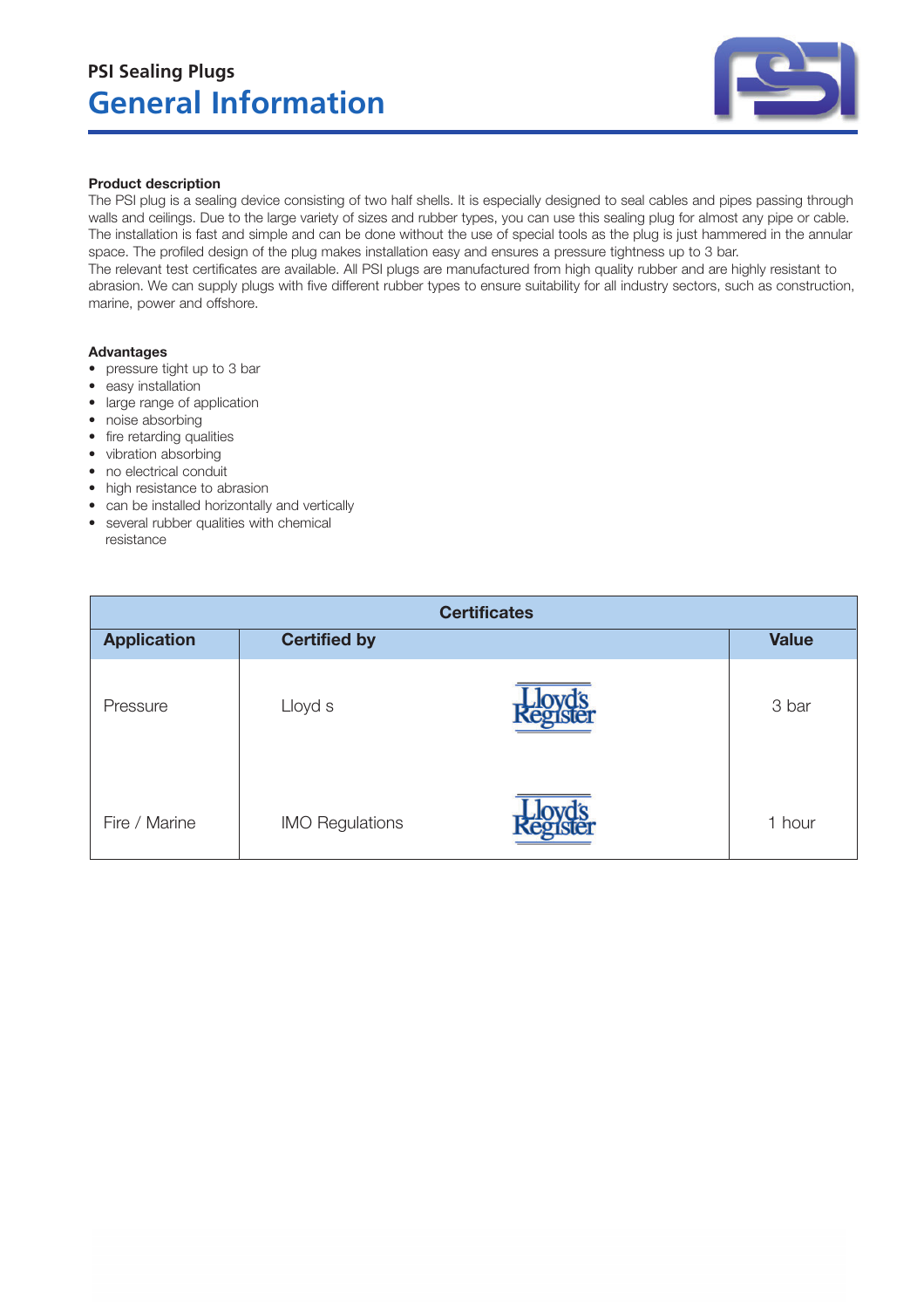PSI Sealing Plugs

# General Information

**Product description**

The PSI plug is a sealing device consisting of two half shells. It is especially designed to seal cables and pipes passing through walls and ceilings. Due to the large variety of sizes and rubber types, you can use this sealing plug for almost any pipe or cable. The installation is fast and simple and can be done without the use of special tools as the plug is just hammered in the annular space. The profiled design of the plug makes installation easy and ensures a pressure tightness up to 3 bar.
The relevant test certificates are available. All PSI plugs are manufactured from high quality rubber and are highly resistant to abrasion. We can supply plugs with five different rubber types to ensure suitability for all industry sectors, such as construction, marine, power and offshore.

**Advantages**

- pressure tight up to 3 bar
- easy installation
- large range of application
- noise absorbing
- fire retarding qualities
- vibration absorbing
- no electrical conduit
- high resistance to abrasion
- can be installed horizontally and vertically
- several rubber qualities with chemical resistance

| Certificates | | | |
|---|---|---|---|
| **Application** | **Certified by** | | **Value** |
| Pressure | Lloyd s | Lloyd's Register | 3 bar |
| Fire / Marine | IMO Regulations | Lloyd's Register | 1 hour |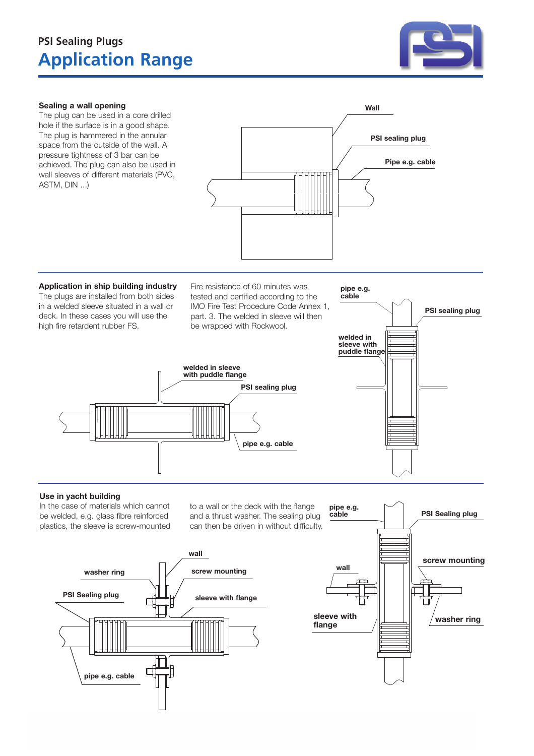## PSI Sealing Plugs

# Application Range

### Sealing a wall opening

The plug can be used in a core drilled hole if the surface is in a good shape. The plug is hammered in the annular space from the outside of the wall. A pressure tightness of 3 bar can be achieved. The plug can also be used in wall sleeves of different materials (PVC, ASTM, DIN ...)

Wall

PSI sealing plug

Pipe e.g. cable

### Application in ship building industry

The plugs are installed from both sides in a welded sleeve situated in a wall or deck. In these cases you will use the high fire retardant rubber FS.

Fire resistance of 60 minutes was tested and certified according to the IMO Fire Test Procedure Code Annex 1, part. 3. The welded in sleeve will then be wrapped with Rockwool.

pipe e.g. cable

PSI sealing plug

welded in sleeve with puddle flange

welded in sleeve with puddle flange

PSI sealing plug

pipe e.g. cable

### Use in yacht building

In the case of materials which cannot be welded, e.g. glass fibre reinforced plastics, the sleeve is screw-mounted to a wall or the deck with the flange and a thrust washer. The sealing plug can then be driven in without difficulty.

pipe e.g. cable

PSI Sealing plug

screw mounting

wall

sleeve with flange

washer ring

wall

washer ring

screw mounting

PSI Sealing plug

sleeve with flange

pipe e.g. cable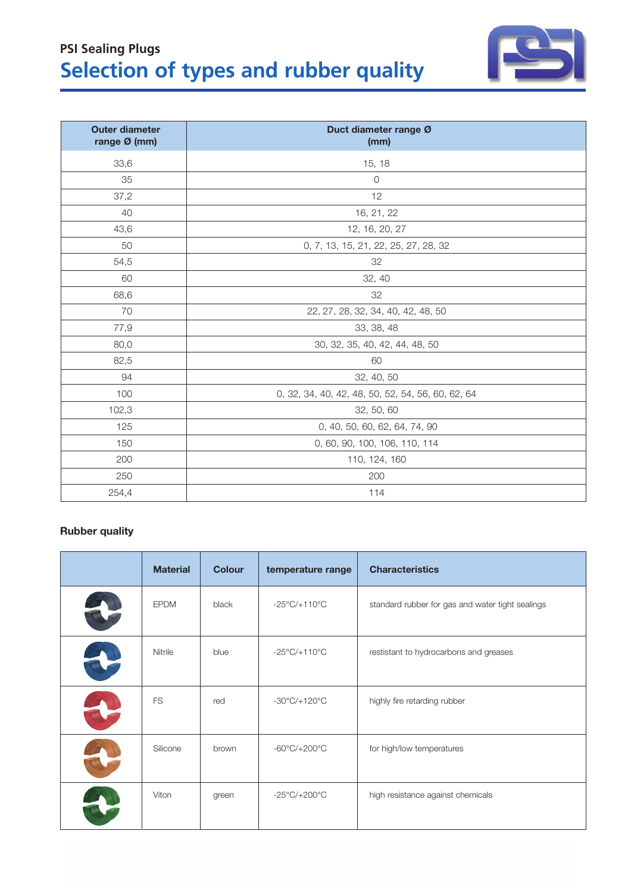PSI Sealing Plugs

# Selection of types and rubber quality

| Outer diameter range Ø (mm) | Duct diameter range Ø (mm) |
|---|---|
| 33,6 | 15, 18 |
| 35 | 0 |
| 37,2 | 12 |
| 40 | 16, 21, 22 |
| 43,6 | 12, 16, 20, 27 |
| 50 | 0, 7, 13, 15, 21, 22, 25, 27, 28, 32 |
| 54,5 | 32 |
| 60 | 32, 40 |
| 68,6 | 32 |
| 70 | 22, 27, 28, 32, 34, 40, 42, 48, 50 |
| 77,9 | 33, 38, 48 |
| 80,0 | 30, 32, 35, 40, 42, 44, 48, 50 |
| 82,5 | 60 |
| 94 | 32, 40, 50 |
| 100 | 0, 32, 34, 40, 42, 48, 50, 52, 54, 56, 60, 62, 64 |
| 102,3 | 32, 50, 60 |
| 125 | 0, 40, 50, 60, 62, 64, 74, 90 |
| 150 | 0, 60, 90, 100, 106, 110, 114 |
| 200 | 110, 124, 160 |
| 250 | 200 |
| 254,4 | 114 |

## Rubber quality

| | Material | Colour | temperature range | Characteristics |
|---|---|---|---|---|
| | EPDM | black | -25°C/+110°C | standard rubber for gas and water tight sealings |
| | Nitrile | blue | -25°C/+110°C | restistant to hydrocarbons and greases |
| | FS | red | -30°C/+120°C | highly fire retarding rubber |
| | Silicone | brown | -60°C/+200°C | for high/low temperatures |
| | Viton | green | -25°C/+200°C | high resistance against chemicals |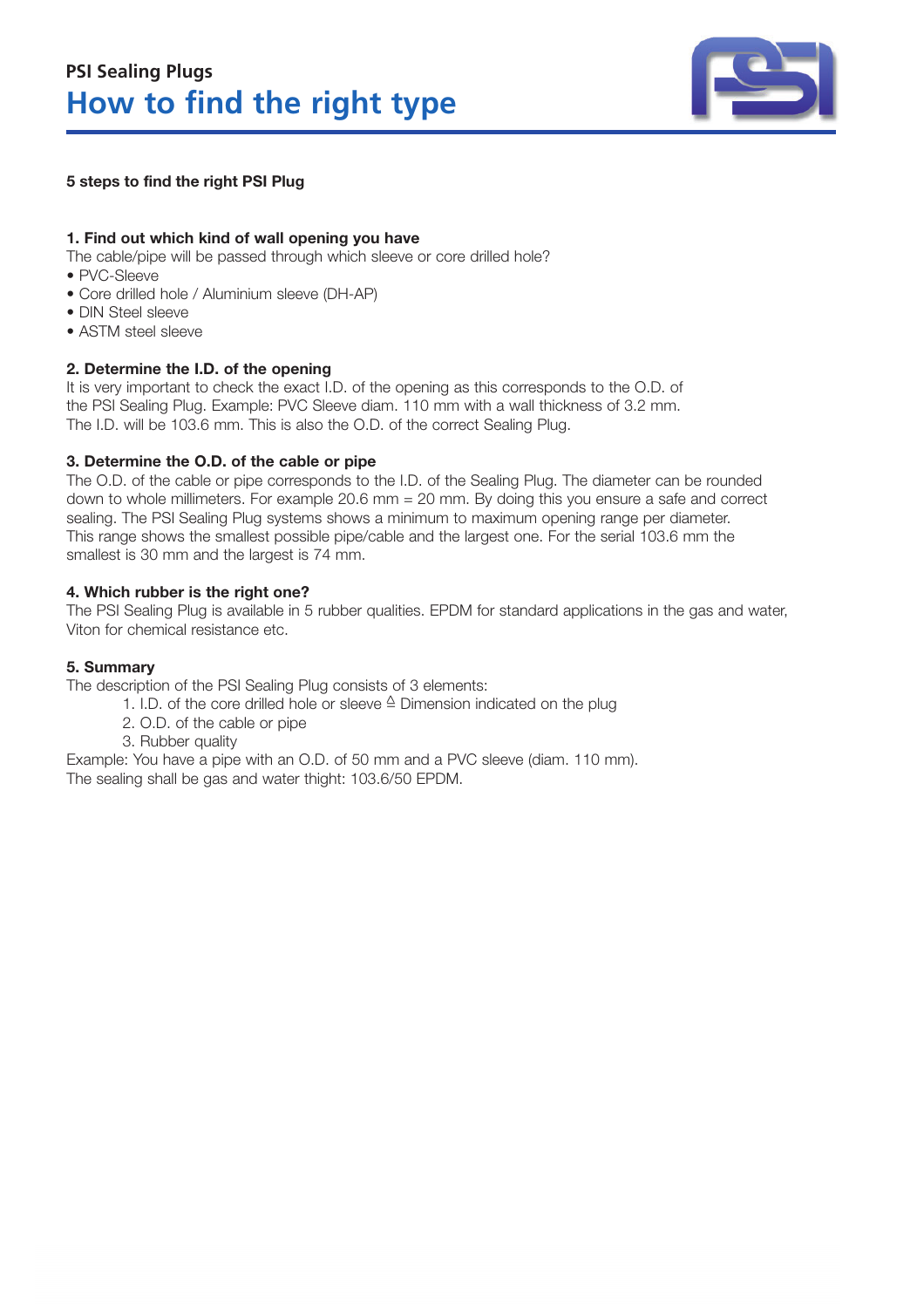## PSI Sealing Plugs

# How to find the right type

**5 steps to find the right PSI Plug**

**1. Find out which kind of wall opening you have**

The cable/pipe will be passed through which sleeve or core drilled hole?

- PVC-Sleeve
- Core drilled hole / Aluminium sleeve (DH-AP)
- DIN Steel sleeve
- ASTM steel sleeve

**2. Determine the I.D. of the opening**

It is very important to check the exact I.D. of the opening as this corresponds to the O.D. of the PSI Sealing Plug. Example: PVC Sleeve diam. 110 mm with a wall thickness of 3.2 mm. The I.D. will be 103.6 mm. This is also the O.D. of the correct Sealing Plug.

**3. Determine the O.D. of the cable or pipe**

The O.D. of the cable or pipe corresponds to the I.D. of the Sealing Plug. The diameter can be rounded down to whole millimeters. For example 20.6 mm = 20 mm. By doing this you ensure a safe and correct sealing. The PSI Sealing Plug systems shows a minimum to maximum opening range per diameter. This range shows the smallest possible pipe/cable and the largest one. For the serial 103.6 mm the smallest is 30 mm and the largest is 74 mm.

**4. Which rubber is the right one?**

The PSI Sealing Plug is available in 5 rubber qualities. EPDM for standard applications in the gas and water, Viton for chemical resistance etc.

**5. Summary**

The description of the PSI Sealing Plug consists of 3 elements:

1. I.D. of the core drilled hole or sleeve ≙ Dimension indicated on the plug
2. O.D. of the cable or pipe
3. Rubber quality

Example: You have a pipe with an O.D. of 50 mm and a PVC sleeve (diam. 110 mm).
The sealing shall be gas and water thight: 103.6/50 EPDM.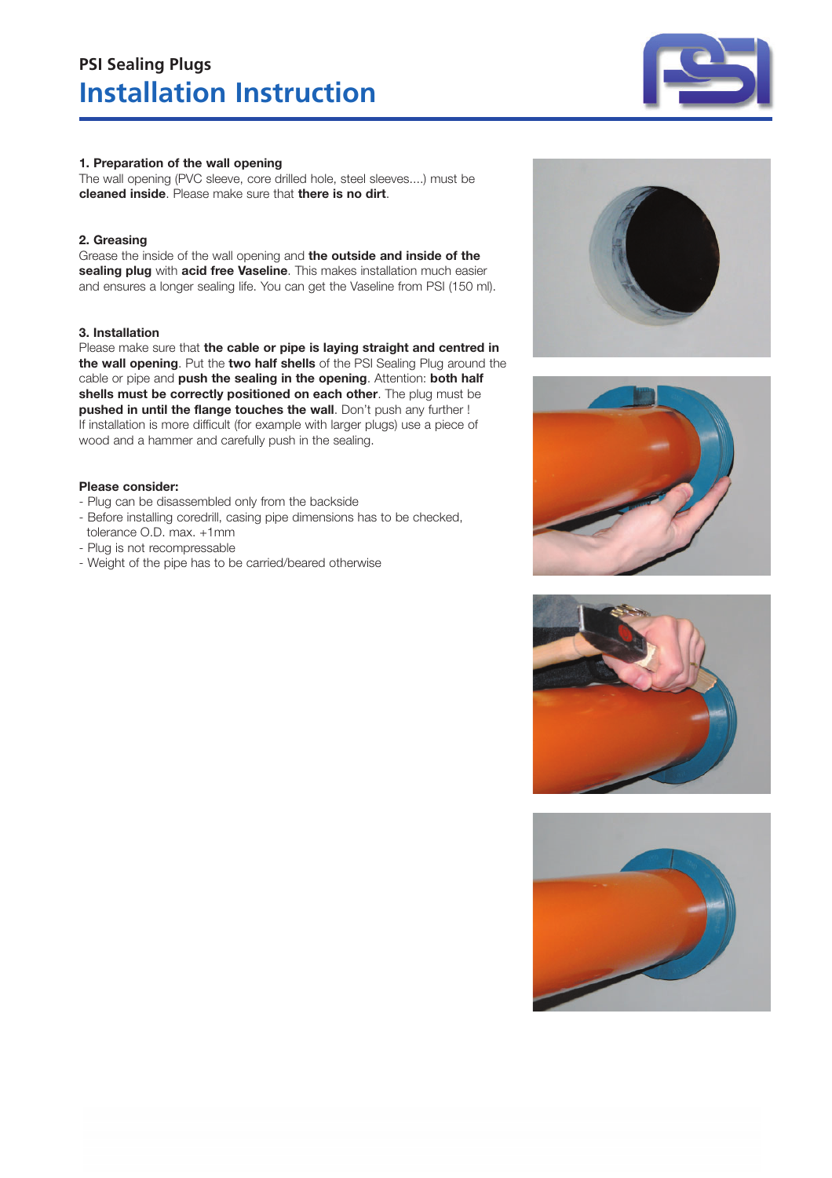# PSI Sealing Plugs

## Installation Instruction

**1. Preparation of the wall opening**

The wall opening (PVC sleeve, core drilled hole, steel sleeves....) must be **cleaned inside**. Please make sure that **there is no dirt**.

**2. Greasing**

Grease the inside of the wall opening and **the outside and inside of the sealing plug** with **acid free Vaseline**. This makes installation much easier and ensures a longer sealing life. You can get the Vaseline from PSI (150 ml).

**3. Installation**

Please make sure that **the cable or pipe is laying straight and centred in the wall opening**. Put the **two half shells** of the PSI Sealing Plug around the cable or pipe and **push the sealing in the opening**. Attention: **both half shells must be correctly positioned on each other**. The plug must be **pushed in until the flange touches the wall**. Don't push any further !

If installation is more difficult (for example with larger plugs) use a piece of wood and a hammer and carefully push in the sealing.

**Please consider:**

- Plug can be disassembled only from the backside
- Before installing coredrill, casing pipe dimensions has to be checked, tolerance O.D. max. +1mm
- Plug is not recompressable
- Weight of the pipe has to be carried/beared otherwise